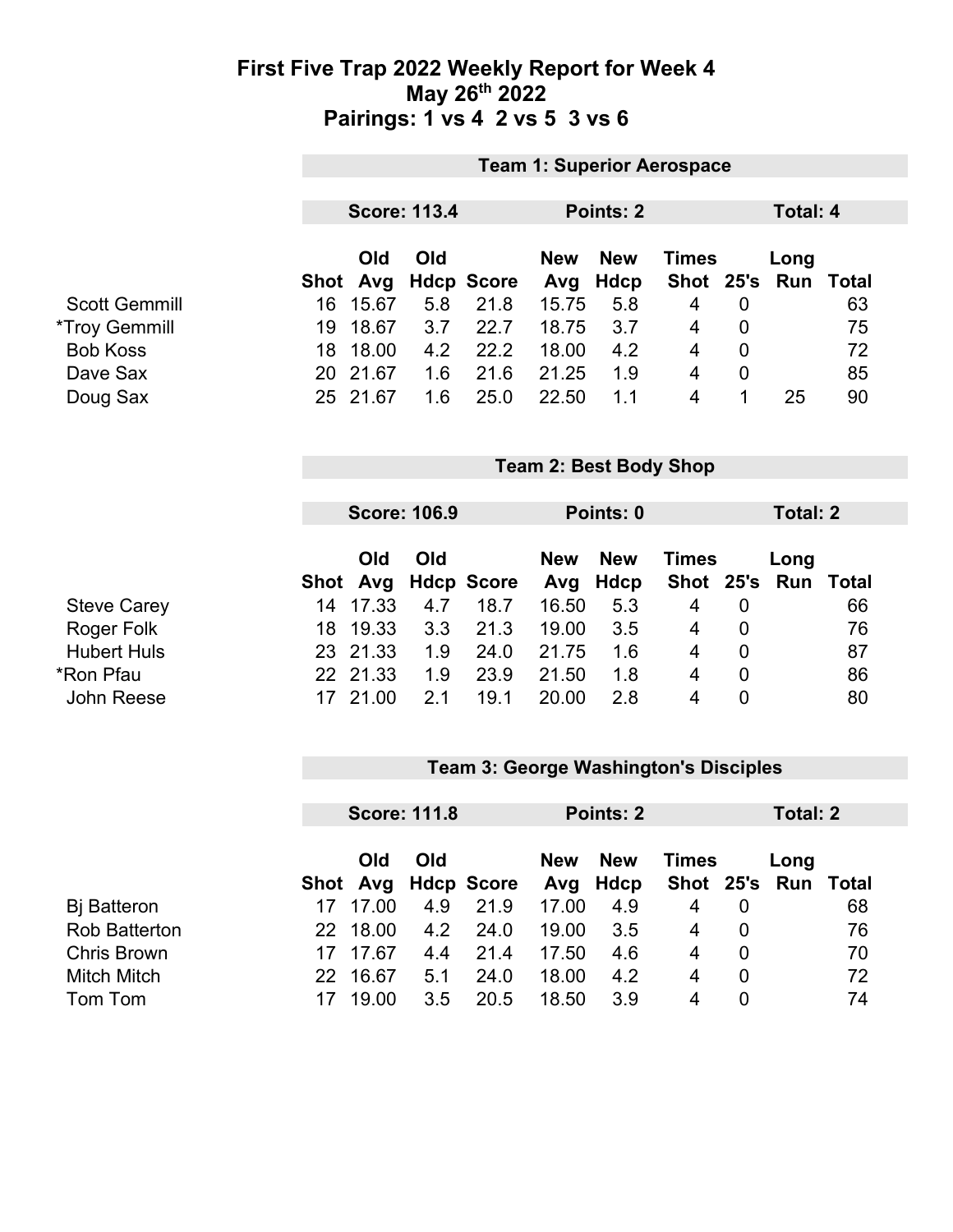# First Five Trap 2022 Weekly Report for Week 4
## May 26th 2022
## Pairings: 1 vs 4 2 vs 5 3 vs 6

### Team 1: Superior Aerospace

**Score: 113.4** **Points: 2** **Total: 4**

| | Shot | Old Avg | Old Hdcp | Score | New Avg | New Hdcp | Times Shot | 25's | Long Run | Total |
|---|---|---|---|---|---|---|---|---|---|---|
| Scott Gemmill | 16 | 15.67 | 5.8 | 21.8 | 15.75 | 5.8 | 4 | 0 | | 63 |
| *Troy Gemmill | 19 | 18.67 | 3.7 | 22.7 | 18.75 | 3.7 | 4 | 0 | | 75 |
| Bob Koss | 18 | 18.00 | 4.2 | 22.2 | 18.00 | 4.2 | 4 | 0 | | 72 |
| Dave Sax | 20 | 21.67 | 1.6 | 21.6 | 21.25 | 1.9 | 4 | 0 | | 85 |
| Doug Sax | 25 | 21.67 | 1.6 | 25.0 | 22.50 | 1.1 | 4 | 1 | 25 | 90 |

### Team 2: Best Body Shop

**Score: 106.9** **Points: 0** **Total: 2**

| | Shot | Old Avg | Old Hdcp | Score | New Avg | New Hdcp | Times Shot | 25's | Long Run | Total |
|---|---|---|---|---|---|---|---|---|---|---|
| Steve Carey | 14 | 17.33 | 4.7 | 18.7 | 16.50 | 5.3 | 4 | 0 | | 66 |
| Roger Folk | 18 | 19.33 | 3.3 | 21.3 | 19.00 | 3.5 | 4 | 0 | | 76 |
| Hubert Huls | 23 | 21.33 | 1.9 | 24.0 | 21.75 | 1.6 | 4 | 0 | | 87 |
| *Ron Pfau | 22 | 21.33 | 1.9 | 23.9 | 21.50 | 1.8 | 4 | 0 | | 86 |
| John Reese | 17 | 21.00 | 2.1 | 19.1 | 20.00 | 2.8 | 4 | 0 | | 80 |

### Team 3: George Washington's Disciples

**Score: 111.8** **Points: 2** **Total: 2**

| | Shot | Old Avg | Old Hdcp | Score | New Avg | New Hdcp | Times Shot | 25's | Long Run | Total |
|---|---|---|---|---|---|---|---|---|---|---|
| Bj Batteron | 17 | 17.00 | 4.9 | 21.9 | 17.00 | 4.9 | 4 | 0 | | 68 |
| Rob Batterton | 22 | 18.00 | 4.2 | 24.0 | 19.00 | 3.5 | 4 | 0 | | 76 |
| Chris Brown | 17 | 17.67 | 4.4 | 21.4 | 17.50 | 4.6 | 4 | 0 | | 70 |
| Mitch Mitch | 22 | 16.67 | 5.1 | 24.0 | 18.00 | 4.2 | 4 | 0 | | 72 |
| Tom Tom | 17 | 19.00 | 3.5 | 20.5 | 18.50 | 3.9 | 4 | 0 | | 74 |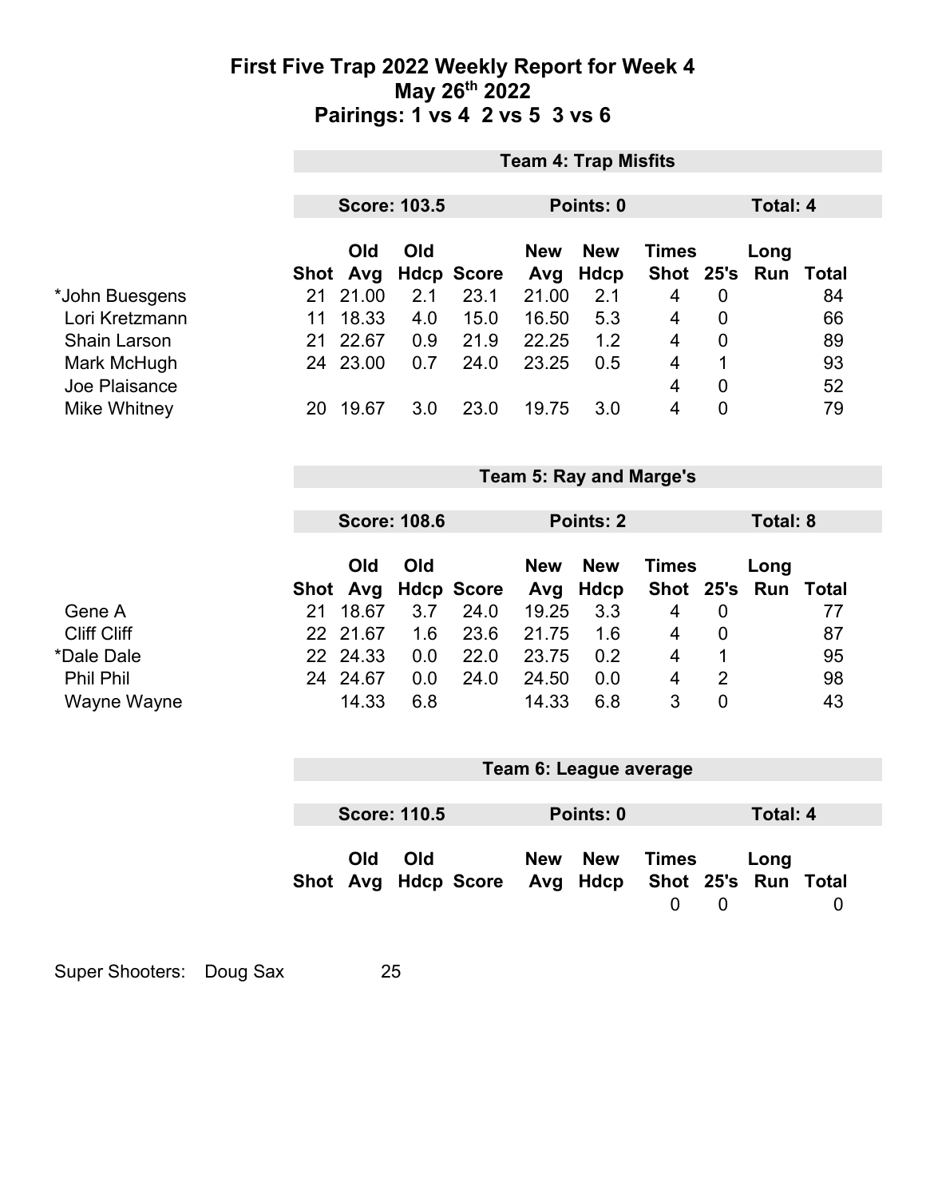# First Five Trap 2022 Weekly Report for Week 4
## May 26th 2022
## Pairings: 1 vs 4  2 vs 5  3 vs 6

**Team 4: Trap Misfits**

**Score: 103.5** | **Points: 0** | **Total: 4**

| | Shot | Old Avg | Old Hdcp | Score | New Avg | New Hdcp | Times Shot | 25's | Long Run | Total |
|---|---|---|---|---|---|---|---|---|---|---|
| *John Buesgens | 21 | 21.00 | 2.1 | 23.1 | 21.00 | 2.1 | 4 | 0 | | 84 |
| Lori Kretzmann | 11 | 18.33 | 4.0 | 15.0 | 16.50 | 5.3 | 4 | 0 | | 66 |
| Shain Larson | 21 | 22.67 | 0.9 | 21.9 | 22.25 | 1.2 | 4 | 0 | | 89 |
| Mark McHugh | 24 | 23.00 | 0.7 | 24.0 | 23.25 | 0.5 | 4 | 1 | | 93 |
| Joe Plaisance | | | | | | | 4 | 0 | | 52 |
| Mike Whitney | 20 | 19.67 | 3.0 | 23.0 | 19.75 | 3.0 | 4 | 0 | | 79 |

**Team 5: Ray and Marge's**

**Score: 108.6** | **Points: 2** | **Total: 8**

| | Shot | Old Avg | Old Hdcp | Score | New Avg | New Hdcp | Times Shot | 25's | Long Run | Total |
|---|---|---|---|---|---|---|---|---|---|---|
| Gene A | 21 | 18.67 | 3.7 | 24.0 | 19.25 | 3.3 | 4 | 0 | | 77 |
| Cliff Cliff | 22 | 21.67 | 1.6 | 23.6 | 21.75 | 1.6 | 4 | 0 | | 87 |
| *Dale Dale | 22 | 24.33 | 0.0 | 22.0 | 23.75 | 0.2 | 4 | 1 | | 95 |
| Phil Phil | 24 | 24.67 | 0.0 | 24.0 | 24.50 | 0.0 | 4 | 2 | | 98 |
| Wayne Wayne | | 14.33 | 6.8 | | 14.33 | 6.8 | 3 | 0 | | 43 |

**Team 6: League average**

**Score: 110.5** | **Points: 0** | **Total: 4**

| | Shot | Old Avg | Old Hdcp | Score | New Avg | New Hdcp | Times Shot | 25's | Long Run | Total |
|---|---|---|---|---|---|---|---|---|---|---|
| | | | | | | | 0 | 0 | | 0 |

Super Shooters: Doug Sax 25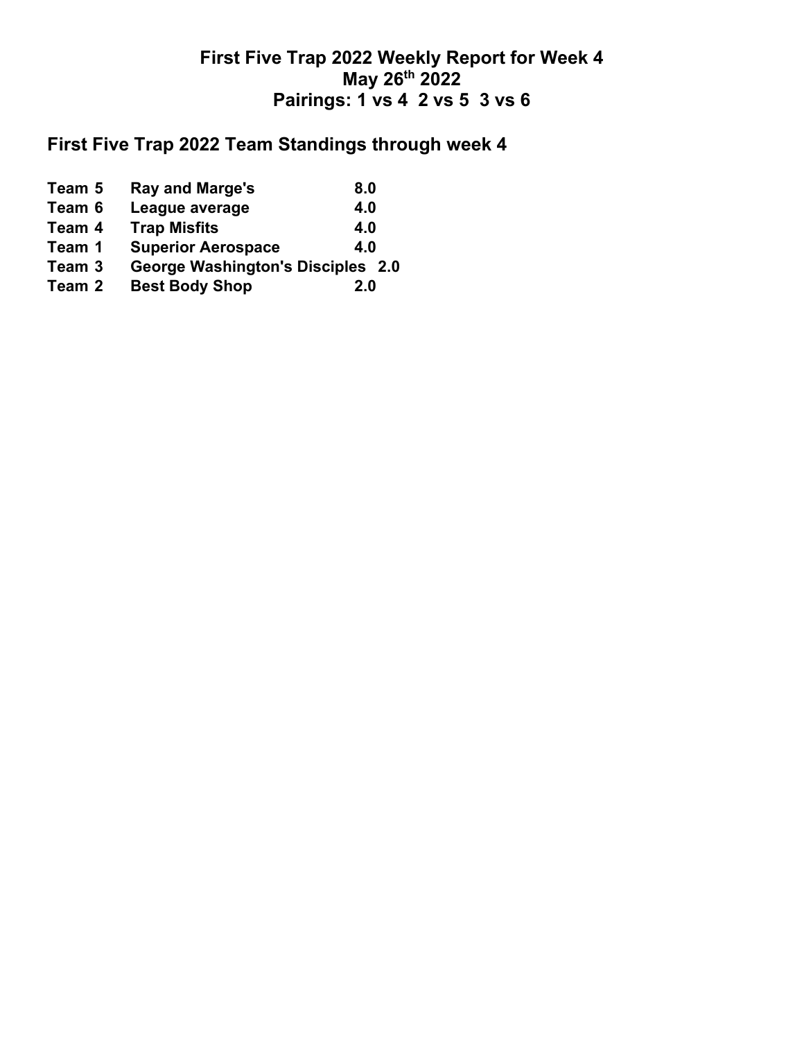# First Five Trap 2022 Weekly Report for Week 4
## May 26th 2022
## Pairings: 1 vs 4  2 vs 5  3 vs 6

## First Five Trap 2022 Team Standings through week 4

| | | |
|---|---|---|
| **Team 5** | **Ray and Marge's** | **8.0** |
| **Team 6** | **League average** | **4.0** |
| **Team 4** | **Trap Misfits** | **4.0** |
| **Team 1** | **Superior Aerospace** | **4.0** |
| **Team 3** | **George Washington's Disciples** | **2.0** |
| **Team 2** | **Best Body Shop** | **2.0** |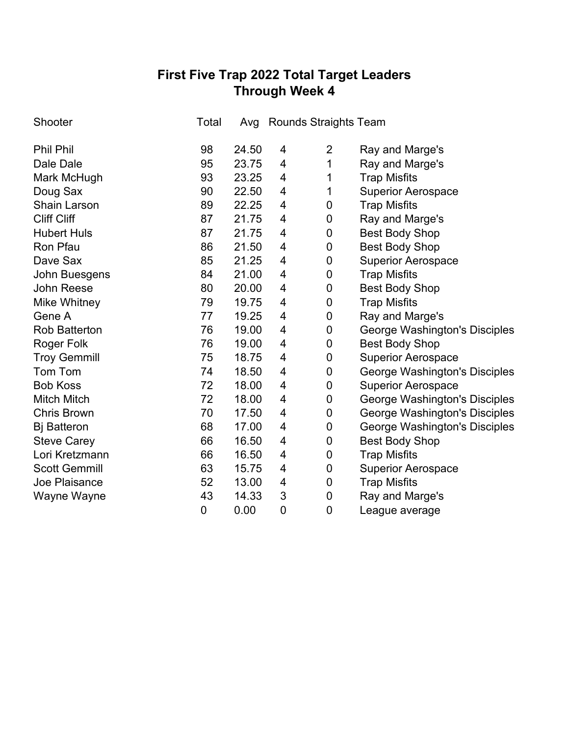# First Five Trap 2022 Total Target Leaders
## Through Week 4

| Shooter | Total | Avg | Rounds | Straights | Team |
|---|---|---|---|---|---|
| Phil Phil | 98 | 24.50 | 4 | 2 | Ray and Marge's |
| Dale Dale | 95 | 23.75 | 4 | 1 | Ray and Marge's |
| Mark McHugh | 93 | 23.25 | 4 | 1 | Trap Misfits |
| Doug Sax | 90 | 22.50 | 4 | 1 | Superior Aerospace |
| Shain Larson | 89 | 22.25 | 4 | 0 | Trap Misfits |
| Cliff Cliff | 87 | 21.75 | 4 | 0 | Ray and Marge's |
| Hubert Huls | 87 | 21.75 | 4 | 0 | Best Body Shop |
| Ron Pfau | 86 | 21.50 | 4 | 0 | Best Body Shop |
| Dave Sax | 85 | 21.25 | 4 | 0 | Superior Aerospace |
| John Buesgens | 84 | 21.00 | 4 | 0 | Trap Misfits |
| John Reese | 80 | 20.00 | 4 | 0 | Best Body Shop |
| Mike Whitney | 79 | 19.75 | 4 | 0 | Trap Misfits |
| Gene A | 77 | 19.25 | 4 | 0 | Ray and Marge's |
| Rob Batterton | 76 | 19.00 | 4 | 0 | George Washington's Disciples |
| Roger Folk | 76 | 19.00 | 4 | 0 | Best Body Shop |
| Troy Gemmill | 75 | 18.75 | 4 | 0 | Superior Aerospace |
| Tom Tom | 74 | 18.50 | 4 | 0 | George Washington's Disciples |
| Bob Koss | 72 | 18.00 | 4 | 0 | Superior Aerospace |
| Mitch Mitch | 72 | 18.00 | 4 | 0 | George Washington's Disciples |
| Chris Brown | 70 | 17.50 | 4 | 0 | George Washington's Disciples |
| Bj Batteron | 68 | 17.00 | 4 | 0 | George Washington's Disciples |
| Steve Carey | 66 | 16.50 | 4 | 0 | Best Body Shop |
| Lori Kretzmann | 66 | 16.50 | 4 | 0 | Trap Misfits |
| Scott Gemmill | 63 | 15.75 | 4 | 0 | Superior Aerospace |
| Joe Plaisance | 52 | 13.00 | 4 | 0 | Trap Misfits |
| Wayne Wayne | 43 | 14.33 | 3 | 0 | Ray and Marge's |
| | 0 | 0.00 | 0 | 0 | League average |